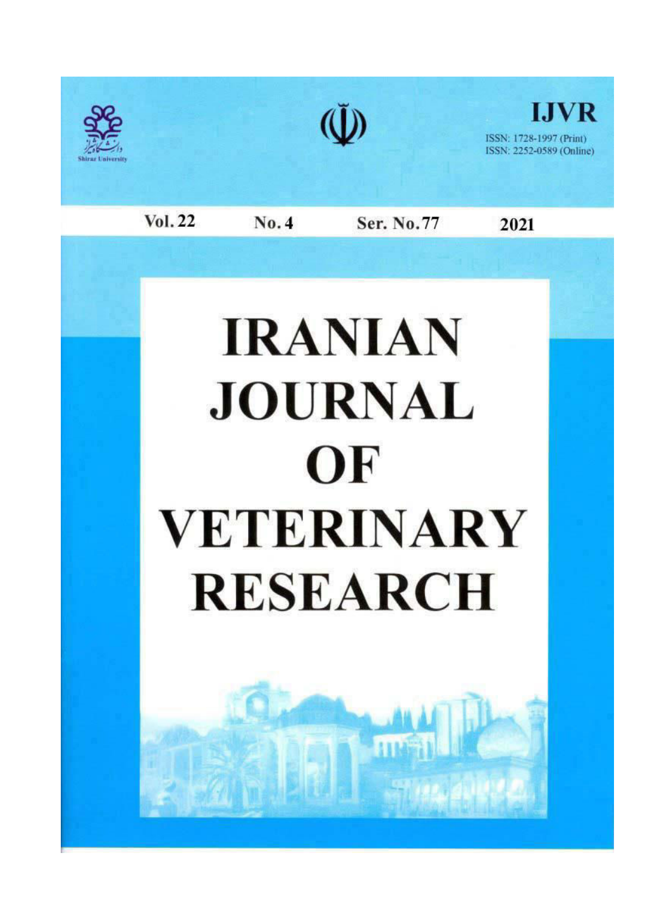Shiraz University

**IJVR**

ISSN: 1728-1997 (Print)
ISSN: 2252-0589 (Online)

**Vol. 22** **No. 4** **Ser. No. 77** **2021**

# IRANIAN JOURNAL OF VETERINARY RESEARCH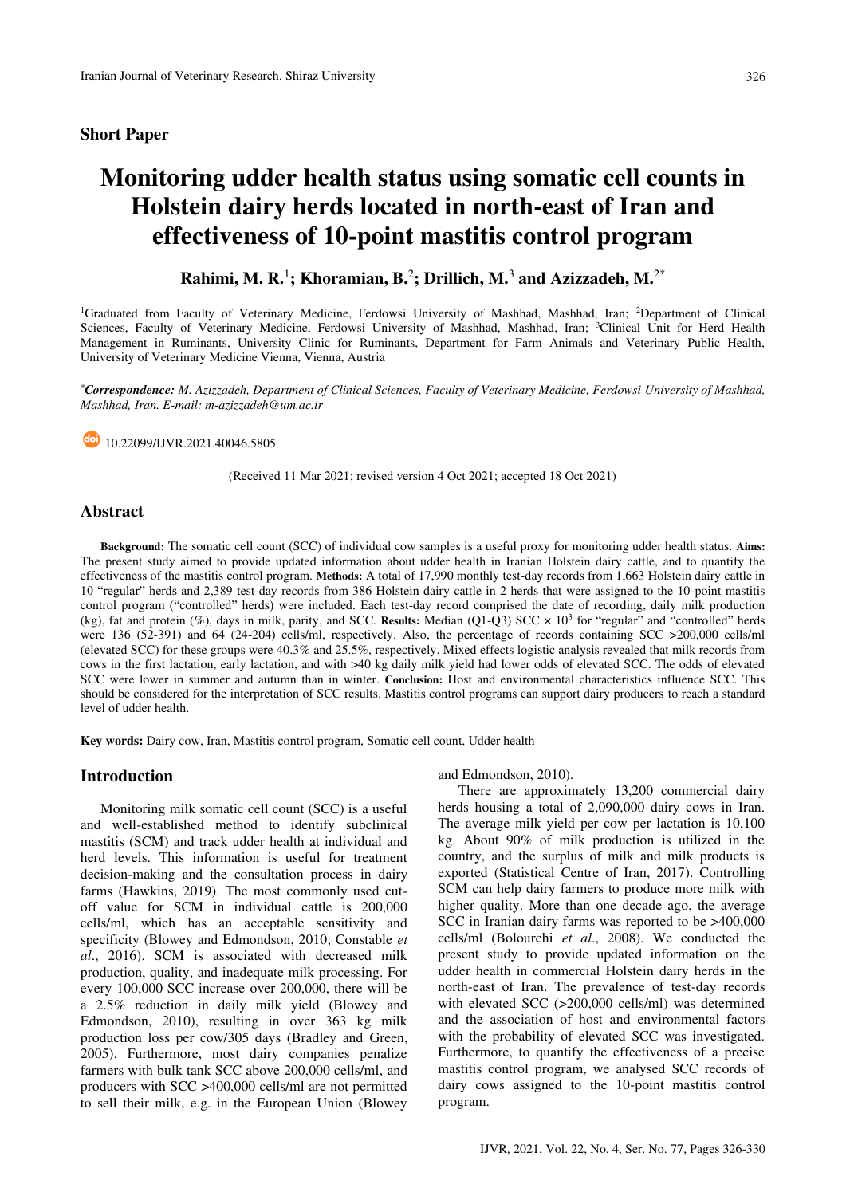## Short Paper

# Monitoring udder health status using somatic cell counts in Holstein dairy herds located in north-east of Iran and effectiveness of 10-point mastitis control program

**Rahimi, M. R.[1]; Khoramian, B.[2]; Drillich, M.[3] and Azizzadeh, M.[2*]**

[1]Graduated from Faculty of Veterinary Medicine, Ferdowsi University of Mashhad, Mashhad, Iran; [2]Department of Clinical Sciences, Faculty of Veterinary Medicine, Ferdowsi University of Mashhad, Mashhad, Iran; [3]Clinical Unit for Herd Health Management in Ruminants, University Clinic for Ruminants, Department for Farm Animals and Veterinary Public Health, University of Veterinary Medicine Vienna, Vienna, Austria

[*]***Correspondence:*** *M. Azizzadeh, Department of Clinical Sciences, Faculty of Veterinary Medicine, Ferdowsi University of Mashhad, Mashhad, Iran. E-mail: m-azizzadeh@um.ac.ir*

10.22099/IJVR.2021.40046.5805

(Received 11 Mar 2021; revised version 4 Oct 2021; accepted 18 Oct 2021)

## Abstract

**Background:** The somatic cell count (SCC) of individual cow samples is a useful proxy for monitoring udder health status. **Aims:** The present study aimed to provide updated information about udder health in Iranian Holstein dairy cattle, and to quantify the effectiveness of the mastitis control program. **Methods:** A total of 17,990 monthly test-day records from 1,663 Holstein dairy cattle in 10 "regular" herds and 2,389 test-day records from 386 Holstein dairy cattle in 2 herds that were assigned to the 10-point mastitis control program ("controlled" herds) were included. Each test-day record comprised the date of recording, daily milk production (kg), fat and protein (%), days in milk, parity, and SCC. **Results:** Median (Q1-Q3) SCC × $10^3$ for "regular" and "controlled" herds were 136 (52-391) and 64 (24-204) cells/ml, respectively. Also, the percentage of records containing SCC >200,000 cells/ml (elevated SCC) for these groups were 40.3% and 25.5%, respectively. Mixed effects logistic analysis revealed that milk records from cows in the first lactation, early lactation, and with >40 kg daily milk yield had lower odds of elevated SCC. The odds of elevated SCC were lower in summer and autumn than in winter. **Conclusion:** Host and environmental characteristics influence SCC. This should be considered for the interpretation of SCC results. Mastitis control programs can support dairy producers to reach a standard level of udder health.

**Key words:** Dairy cow, Iran, Mastitis control program, Somatic cell count, Udder health

## Introduction

Monitoring milk somatic cell count (SCC) is a useful and well-established method to identify subclinical mastitis (SCM) and track udder health at individual and herd levels. This information is useful for treatment decision-making and the consultation process in dairy farms (Hawkins, 2019). The most commonly used cut-off value for SCM in individual cattle is 200,000 cells/ml, which has an acceptable sensitivity and specificity (Blowey and Edmondson, 2010; Constable *et al*., 2016). SCM is associated with decreased milk production, quality, and inadequate milk processing. For every 100,000 SCC increase over 200,000, there will be a 2.5% reduction in daily milk yield (Blowey and Edmondson, 2010), resulting in over 363 kg milk production loss per cow/305 days (Bradley and Green, 2005). Furthermore, most dairy companies penalize farmers with bulk tank SCC above 200,000 cells/ml, and producers with SCC >400,000 cells/ml are not permitted to sell their milk, e.g. in the European Union (Blowey and Edmondson, 2010).

There are approximately 13,200 commercial dairy herds housing a total of 2,090,000 dairy cows in Iran. The average milk yield per cow per lactation is 10,100 kg. About 90% of milk production is utilized in the country, and the surplus of milk and milk products is exported (Statistical Centre of Iran, 2017). Controlling SCM can help dairy farmers to produce more milk with higher quality. More than one decade ago, the average SCC in Iranian dairy farms was reported to be >400,000 cells/ml (Bolourchi *et al*., 2008). We conducted the present study to provide updated information on the udder health in commercial Holstein dairy herds in the north-east of Iran. The prevalence of test-day records with elevated SCC (>200,000 cells/ml) was determined and the association of host and environmental factors with the probability of elevated SCC was investigated. Furthermore, to quantify the effectiveness of a precise mastitis control program, we analysed SCC records of dairy cows assigned to the 10-point mastitis control program.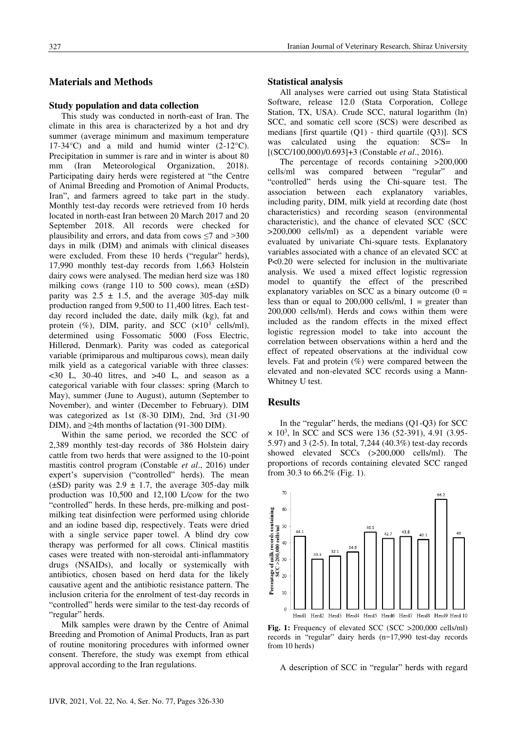## Materials and Methods

### Study population and data collection

This study was conducted in north-east of Iran. The climate in this area is characterized by a hot and dry summer (average minimum and maximum temperature 17-34°C) and a mild and humid winter (2-12°C). Precipitation in summer is rare and in winter is about 80 mm (Iran Meteorological Organization, 2018). Participating dairy herds were registered at "the Centre of Animal Breeding and Promotion of Animal Products, Iran", and farmers agreed to take part in the study. Monthly test-day records were retrieved from 10 herds located in north-east Iran between 20 March 2017 and 20 September 2018. All records were checked for plausibility and errors, and data from cows ≤7 and >300 days in milk (DIM) and animals with clinical diseases were excluded. From these 10 herds ("regular" herds), 17,990 monthly test-day records from 1,663 Holstein dairy cows were analysed. The median herd size was 180 milking cows (range 110 to 500 cows), mean (±SD) parity was 2.5 ± 1.5, and the average 305-day milk production ranged from 9,500 to 11,400 litres. Each test-day record included the date, daily milk (kg), fat and protein (%), DIM, parity, and SCC ($\times 10^3$ cells/ml), determined using Fossomatic 5000 (Foss Electric, Hillerød, Denmark). Parity was coded as categorical variable (primiparous and multiparous cows), mean daily milk yield as a categorical variable with three classes: <30 L, 30-40 litres, and >40 L, and season as a categorical variable with four classes: spring (March to May), summer (June to August), autumn (September to November), and winter (December to February). DIM was categorized as 1st (8-30 DIM), 2nd, 3rd (31-90 DIM), and ≥4th months of lactation (91-300 DIM).

Within the same period, we recorded the SCC of 2,389 monthly test-day records of 386 Holstein dairy cattle from two herds that were assigned to the 10-point mastitis control program (Constable *et al*., 2016) under expert's supervision ("controlled" herds). The mean (±SD) parity was 2.9 ± 1.7, the average 305-day milk production was 10,500 and 12,100 L/cow for the two "controlled" herds. In these herds, pre-milking and post-milking teat disinfection were performed using chloride and an iodine based dip, respectively. Teats were dried with a single service paper towel. A blind dry cow therapy was performed for all cows. Clinical mastitis cases were treated with non-steroidal anti-inflammatory drugs (NSAIDs), and locally or systemically with antibiotics, chosen based on herd data for the likely causative agent and the antibiotic resistance pattern. The inclusion criteria for the enrolment of test-day records in "controlled" herds were similar to the test-day records of "regular" herds.

Milk samples were drawn by the Centre of Animal Breeding and Promotion of Animal Products, Iran as part of routine monitoring procedures with informed owner consent. Therefore, the study was exempt from ethical approval according to the Iran regulations.

### Statistical analysis

All analyses were carried out using Stata Statistical Software, release 12.0 (Stata Corporation, College Station, TX, USA). Crude SCC, natural logarithm (ln) SCC, and somatic cell score (SCS) were described as medians [first quartile (Q1) - third quartile (Q3)]. SCS was calculated using the equation: $SCS = \ln[(SCC/100{,}000)/0.693]+3$ (Constable *et al*., 2016).

The percentage of records containing >200,000 cells/ml was compared between "regular" and "controlled" herds using the Chi-square test. The association between each explanatory variables, including parity, DIM, milk yield at recording date (host characteristics) and recording season (environmental characteristic), and the chance of elevated SCC (SCC >200,000 cells/ml) as a dependent variable were evaluated by univariate Chi-square tests. Explanatory variables associated with a chance of an elevated SCC at P<0.20 were selected for inclusion in the multivariate analysis. We used a mixed effect logistic regression model to quantify the effect of the prescribed explanatory variables on SCC as a binary outcome (0 = less than or equal to 200,000 cells/ml, 1 = greater than 200,000 cells/ml). Herds and cows within them were included as the random effects in the mixed effect logistic regression model to take into account the correlation between observations within a herd and the effect of repeated observations at the individual cow levels. Fat and protein (%) were compared between the elevated and non-elevated SCC records using a Mann-Whitney U test.

## Results

In the "regular" herds, the medians (Q1-Q3) for SCC $\times 10^3$, ln SCC and SCS were 136 (52-391), 4.91 (3.95-5.97) and 3 (2-5). In total, 7,244 (40.3%) test-day records showed elevated SCCs (>200,000 cells/ml). The proportions of records containing elevated SCC ranged from 30.3 to 66.2% (Fig. 1).

**Fig. 1:** Frequency of elevated SCC (SCC >200,000 cells/ml) records in "regular" dairy herds (n=17,990 test-day records from 10 herds)

A description of SCC in "regular" herds with regard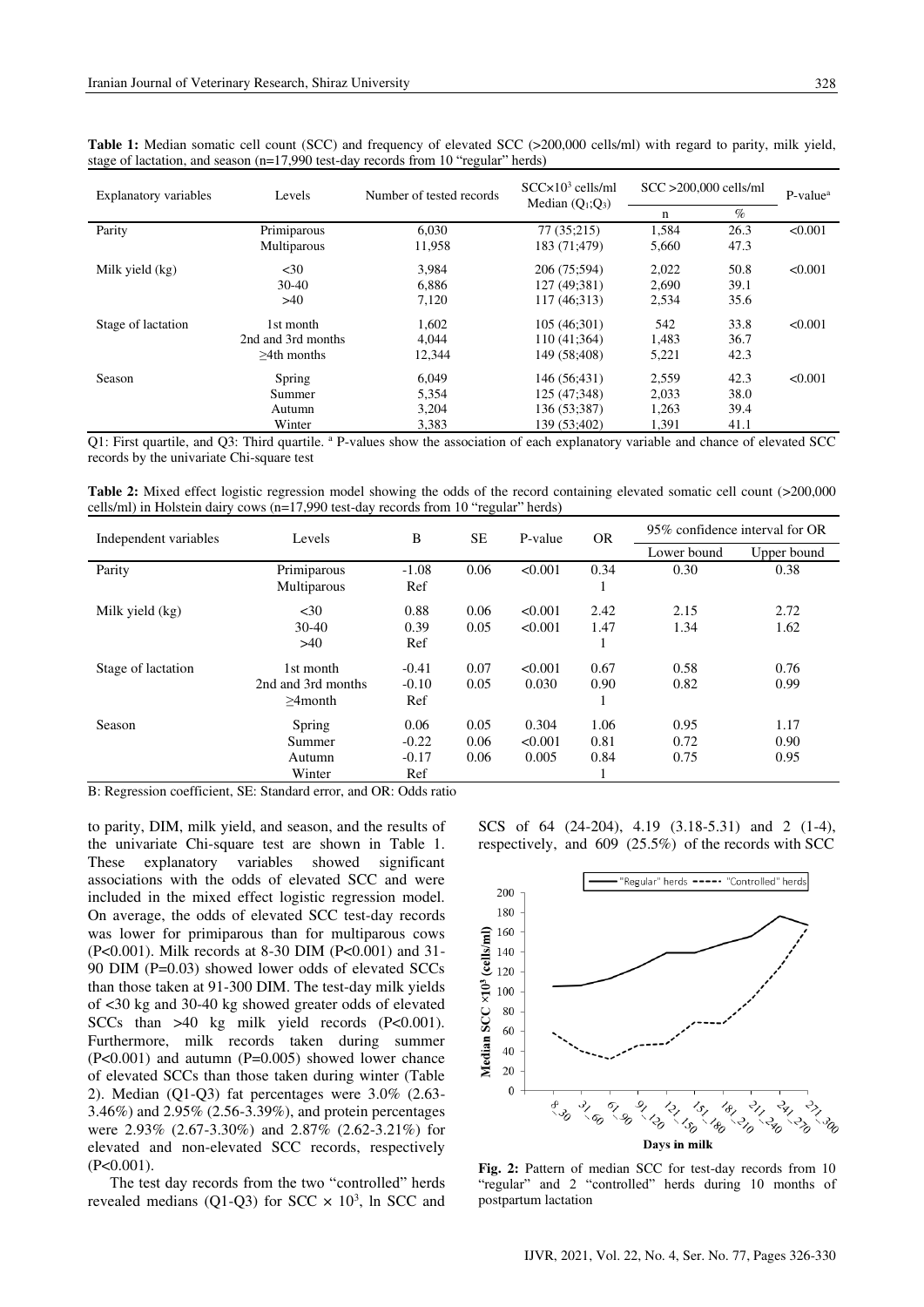**Table 1:** Median somatic cell count (SCC) and frequency of elevated SCC (>200,000 cells/ml) with regard to parity, milk yield, stage of lactation, and season (n=17,990 test-day records from 10 "regular" herds)

| Explanatory variables | Levels | Number of tested records | SCC×10[3] cells/ml Median ($Q_1$;$Q_3$) | SCC >200,000 cells/ml | | P-value[a] |
|---|---|---|---|---|---|---|
| | | | | n | % | |
| Parity | Primiparous | 6,030 | 77 (35;215) | 1,584 | 26.3 | <0.001 |
| | Multiparous | 11,958 | 183 (71;479) | 5,660 | 47.3 | |
| Milk yield (kg) | <30 | 3,984 | 206 (75;594) | 2,022 | 50.8 | <0.001 |
| | 30-40 | 6,886 | 127 (49;381) | 2,690 | 39.1 | |
| | >40 | 7,120 | 117 (46;313) | 2,534 | 35.6 | |
| Stage of lactation | 1st month | 1,602 | 105 (46;301) | 542 | 33.8 | <0.001 |
| | 2nd and 3rd months | 4,044 | 110 (41;364) | 1,483 | 36.7 | |
| | ≥4th months | 12,344 | 149 (58;408) | 5,221 | 42.3 | |
| Season | Spring | 6,049 | 146 (56;431) | 2,559 | 42.3 | <0.001 |
| | Summer | 5,354 | 125 (47;348) | 2,033 | 38.0 | |
| | Autumn | 3,204 | 136 (53;387) | 1,263 | 39.4 | |
| | Winter | 3,383 | 139 (53;402) | 1,391 | 41.1 | |

Q1: First quartile, and Q3: Third quartile. [a] P-values show the association of each explanatory variable and chance of elevated SCC records by the univariate Chi-square test

**Table 2:** Mixed effect logistic regression model showing the odds of the record containing elevated somatic cell count (>200,000 cells/ml) in Holstein dairy cows (n=17,990 test-day records from 10 "regular" herds)

| Independent variables | Levels | B | SE | P-value | OR | 95% confidence interval for OR | |
|---|---|---|---|---|---|---|---|
| | | | | | | Lower bound | Upper bound |
| Parity | Primiparous | -1.08 | 0.06 | <0.001 | 0.34 | 0.30 | 0.38 |
| | Multiparous | Ref | | | 1 | | |
| Milk yield (kg) | <30 | 0.88 | 0.06 | <0.001 | 2.42 | 2.15 | 2.72 |
| | 30-40 | 0.39 | 0.05 | <0.001 | 1.47 | 1.34 | 1.62 |
| | >40 | Ref | | | 1 | | |
| Stage of lactation | 1st month | -0.41 | 0.07 | <0.001 | 0.67 | 0.58 | 0.76 |
| | 2nd and 3rd months | -0.10 | 0.05 | 0.030 | 0.90 | 0.82 | 0.99 |
| | ≥4month | Ref | | | 1 | | |
| Season | Spring | 0.06 | 0.05 | 0.304 | 1.06 | 0.95 | 1.17 |
| | Summer | -0.22 | 0.06 | <0.001 | 0.81 | 0.72 | 0.90 |
| | Autumn | -0.17 | 0.06 | 0.005 | 0.84 | 0.75 | 0.95 |
| | Winter | Ref | | | 1 | | |

B: Regression coefficient, SE: Standard error, and OR: Odds ratio

to parity, DIM, milk yield, and season, and the results of the univariate Chi-square test are shown in Table 1. These explanatory variables showed significant associations with the odds of elevated SCC and were included in the mixed effect logistic regression model. On average, the odds of elevated SCC test-day records was lower for primiparous than for multiparous cows (P<0.001). Milk records at 8-30 DIM (P<0.001) and 31-90 DIM (P=0.03) showed lower odds of elevated SCCs than those taken at 91-300 DIM. The test-day milk yields of <30 kg and 30-40 kg showed greater odds of elevated SCCs than >40 kg milk yield records (P<0.001). Furthermore, milk records taken during summer (P<0.001) and autumn (P=0.005) showed lower chance of elevated SCCs than those taken during winter (Table 2). Median (Q1-Q3) fat percentages were 3.0% (2.63-3.46%) and 2.95% (2.56-3.39%), and protein percentages were 2.93% (2.67-3.30%) and 2.87% (2.62-3.21%) for elevated and non-elevated SCC records, respectively (P<0.001).

The test day records from the two "controlled" herds revealed medians (Q1-Q3) for SCC × 10[3], ln SCC and SCS of 64 (24-204), 4.19 (3.18-5.31) and 2 (1-4), respectively, and 609 (25.5%) of the records with SCC

**Fig. 2:** Pattern of median SCC for test-day records from 10 "regular" and 2 "controlled" herds during 10 months of postpartum lactation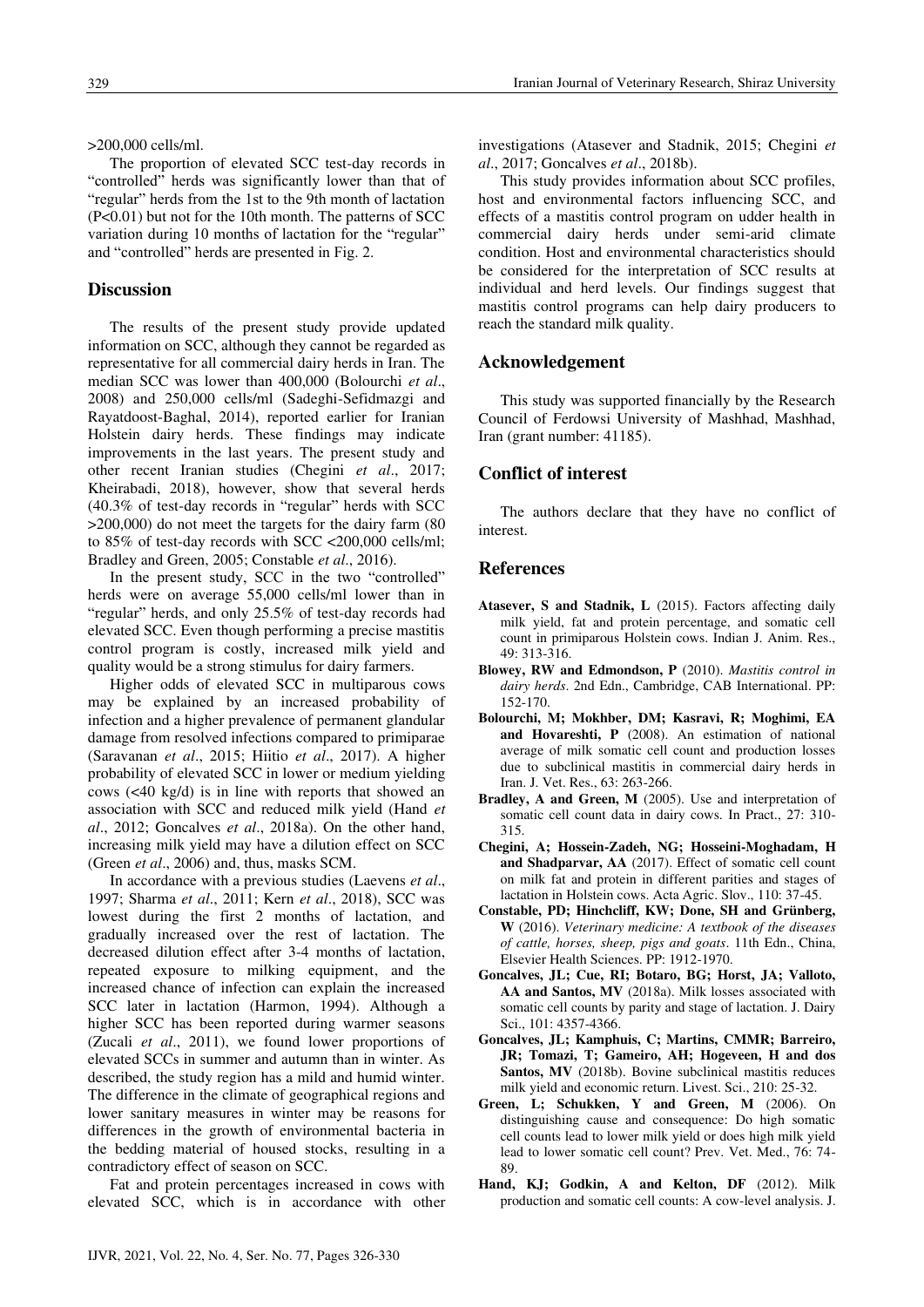>200,000 cells/ml.

The proportion of elevated SCC test-day records in "controlled" herds was significantly lower than that of "regular" herds from the 1st to the 9th month of lactation (P<0.01) but not for the 10th month. The patterns of SCC variation during 10 months of lactation for the "regular" and "controlled" herds are presented in Fig. 2.

## Discussion

The results of the present study provide updated information on SCC, although they cannot be regarded as representative for all commercial dairy herds in Iran. The median SCC was lower than 400,000 (Bolourchi *et al*., 2008) and 250,000 cells/ml (Sadeghi-Sefidmazgi and Rayatdoost-Baghal, 2014), reported earlier for Iranian Holstein dairy herds. These findings may indicate improvements in the last years. The present study and other recent Iranian studies (Chegini *et al*., 2017; Kheirabadi, 2018), however, show that several herds (40.3% of test-day records in "regular" herds with SCC >200,000) do not meet the targets for the dairy farm (80 to 85% of test-day records with SCC <200,000 cells/ml; Bradley and Green, 2005; Constable *et al*., 2016).

In the present study, SCC in the two "controlled" herds were on average 55,000 cells/ml lower than in "regular" herds, and only 25.5% of test-day records had elevated SCC. Even though performing a precise mastitis control program is costly, increased milk yield and quality would be a strong stimulus for dairy farmers.

Higher odds of elevated SCC in multiparous cows may be explained by an increased probability of infection and a higher prevalence of permanent glandular damage from resolved infections compared to primiparae (Saravanan *et al*., 2015; Hiitio *et al*., 2017). A higher probability of elevated SCC in lower or medium yielding cows (<40 kg/d) is in line with reports that showed an association with SCC and reduced milk yield (Hand *et al*., 2012; Goncalves *et al*., 2018a). On the other hand, increasing milk yield may have a dilution effect on SCC (Green *et al*., 2006) and, thus, masks SCM.

In accordance with a previous studies (Laevens *et al*., 1997; Sharma *et al*., 2011; Kern *et al*., 2018), SCC was lowest during the first 2 months of lactation, and gradually increased over the rest of lactation. The decreased dilution effect after 3-4 months of lactation, repeated exposure to milking equipment, and the increased chance of infection can explain the increased SCC later in lactation (Harmon, 1994). Although a higher SCC has been reported during warmer seasons (Zucali *et al*., 2011), we found lower proportions of elevated SCCs in summer and autumn than in winter. As described, the study region has a mild and humid winter. The difference in the climate of geographical regions and lower sanitary measures in winter may be reasons for differences in the growth of environmental bacteria in the bedding material of housed stocks, resulting in a contradictory effect of season on SCC.

Fat and protein percentages increased in cows with elevated SCC, which is in accordance with other investigations (Atasever and Stadnik, 2015; Chegini *et al*., 2017; Goncalves *et al*., 2018b).

This study provides information about SCC profiles, host and environmental factors influencing SCC, and effects of a mastitis control program on udder health in commercial dairy herds under semi-arid climate condition. Host and environmental characteristics should be considered for the interpretation of SCC results at individual and herd levels. Our findings suggest that mastitis control programs can help dairy producers to reach the standard milk quality.

## Acknowledgement

This study was supported financially by the Research Council of Ferdowsi University of Mashhad, Mashhad, Iran (grant number: 41185).

## Conflict of interest

The authors declare that they have no conflict of interest.

## References

**Atasever, S and Stadnik, L** (2015). Factors affecting daily milk yield, fat and protein percentage, and somatic cell count in primiparous Holstein cows. Indian J. Anim. Res., 49: 313-316.

**Blowey, RW and Edmondson, P** (2010). *Mastitis control in dairy herds*. 2nd Edn., Cambridge, CAB International. PP: 152-170.

**Bolourchi, M; Mokhber, DM; Kasravi, R; Moghimi, EA and Hovareshti, P** (2008). An estimation of national average of milk somatic cell count and production losses due to subclinical mastitis in commercial dairy herds in Iran. J. Vet. Res., 63: 263-266.

**Bradley, A and Green, M** (2005). Use and interpretation of somatic cell count data in dairy cows. In Pract., 27: 310-315.

**Chegini, A; Hossein-Zadeh, NG; Hosseini-Moghadam, H and Shadparvar, AA** (2017). Effect of somatic cell count on milk fat and protein in different parities and stages of lactation in Holstein cows. Acta Agric. Slov., 110: 37-45.

**Constable, PD; Hinchcliff, KW; Done, SH and Grünberg, W** (2016). *Veterinary medicine: A textbook of the diseases of cattle, horses, sheep, pigs and goats*. 11th Edn., China, Elsevier Health Sciences. PP: 1912-1970.

**Goncalves, JL; Cue, RI; Botaro, BG; Horst, JA; Valloto, AA and Santos, MV** (2018a). Milk losses associated with somatic cell counts by parity and stage of lactation. J. Dairy Sci., 101: 4357-4366.

**Goncalves, JL; Kamphuis, C; Martins, CMMR; Barreiro, JR; Tomazi, T; Gameiro, AH; Hogeveen, H and dos Santos, MV** (2018b). Bovine subclinical mastitis reduces milk yield and economic return. Livest. Sci., 210: 25-32.

**Green, L; Schukken, Y and Green, M** (2006). On distinguishing cause and consequence: Do high somatic cell counts lead to lower milk yield or does high milk yield lead to lower somatic cell count? Prev. Vet. Med., 76: 74-89.

**Hand, KJ; Godkin, A and Kelton, DF** (2012). Milk production and somatic cell counts: A cow-level analysis. J.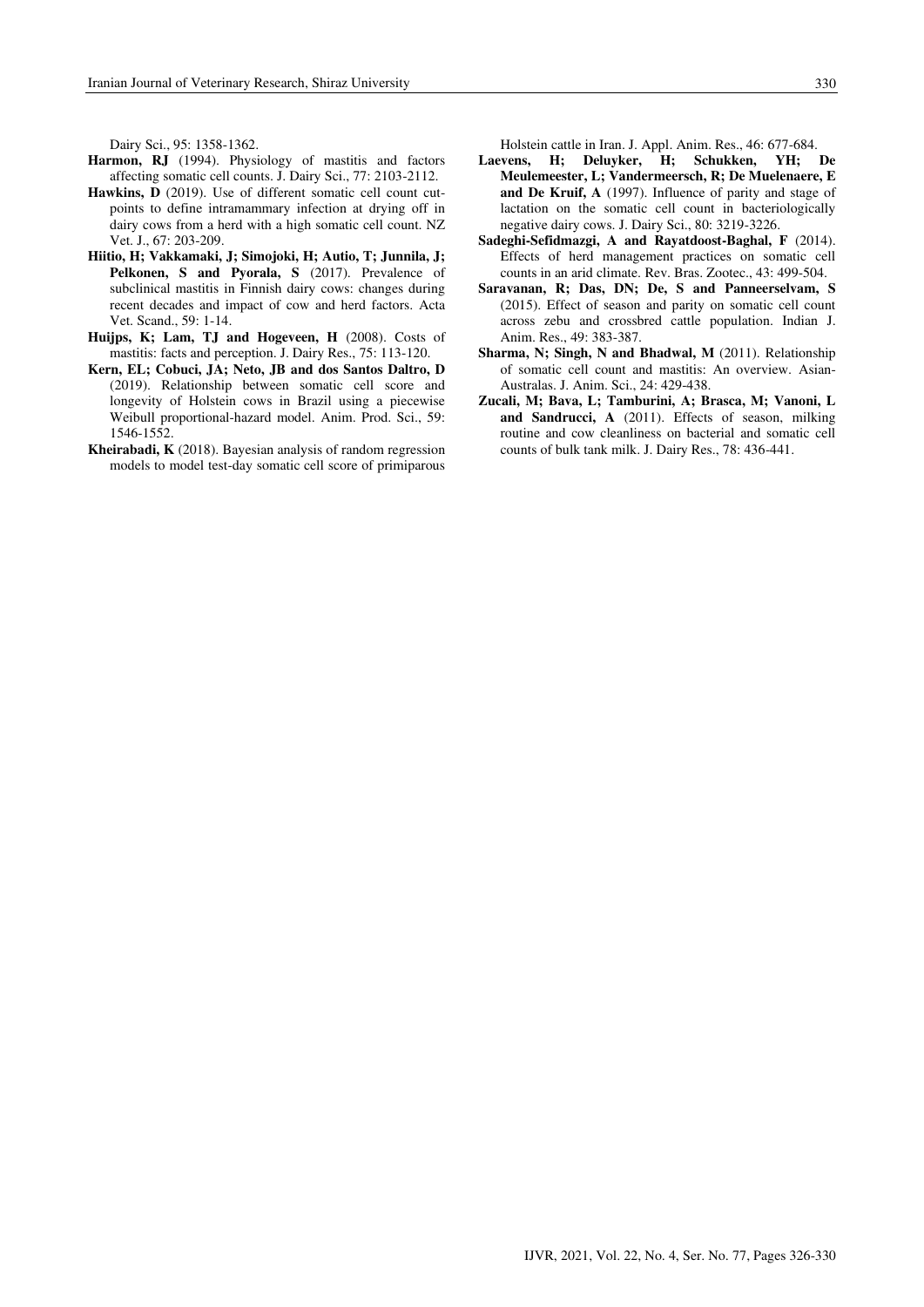Dairy Sci., 95: 1358-1362.

**Harmon, RJ** (1994). Physiology of mastitis and factors affecting somatic cell counts. J. Dairy Sci., 77: 2103-2112.

**Hawkins, D** (2019). Use of different somatic cell count cut-points to define intramammary infection at drying off in dairy cows from a herd with a high somatic cell count. NZ Vet. J., 67: 203-209.

**Hiitio, H; Vakkamaki, J; Simojoki, H; Autio, T; Junnila, J; Pelkonen, S and Pyorala, S** (2017). Prevalence of subclinical mastitis in Finnish dairy cows: changes during recent decades and impact of cow and herd factors. Acta Vet. Scand., 59: 1-14.

**Huijps, K; Lam, TJ and Hogeveen, H** (2008). Costs of mastitis: facts and perception. J. Dairy Res., 75: 113-120.

**Kern, EL; Cobuci, JA; Neto, JB and dos Santos Daltro, D** (2019). Relationship between somatic cell score and longevity of Holstein cows in Brazil using a piecewise Weibull proportional-hazard model. Anim. Prod. Sci., 59: 1546-1552.

**Kheirabadi, K** (2018). Bayesian analysis of random regression models to model test-day somatic cell score of primiparous Holstein cattle in Iran. J. Appl. Anim. Res., 46: 677-684.

**Laevens, H; Deluyker, H; Schukken, YH; De Meulemeester, L; Vandermeersch, R; De Muelenaere, E and De Kruif, A** (1997). Influence of parity and stage of lactation on the somatic cell count in bacteriologically negative dairy cows. J. Dairy Sci., 80: 3219-3226.

**Sadeghi-Sefidmazgi, A and Rayatdoost-Baghal, F** (2014). Effects of herd management practices on somatic cell counts in an arid climate. Rev. Bras. Zootec., 43: 499-504.

**Saravanan, R; Das, DN; De, S and Panneerselvam, S** (2015). Effect of season and parity on somatic cell count across zebu and crossbred cattle population. Indian J. Anim. Res., 49: 383-387.

**Sharma, N; Singh, N and Bhadwal, M** (2011). Relationship of somatic cell count and mastitis: An overview. Asian-Australas. J. Anim. Sci., 24: 429-438.

**Zucali, M; Bava, L; Tamburini, A; Brasca, M; Vanoni, L and Sandrucci, A** (2011). Effects of season, milking routine and cow cleanliness on bacterial and somatic cell counts of bulk tank milk. J. Dairy Res., 78: 436-441.